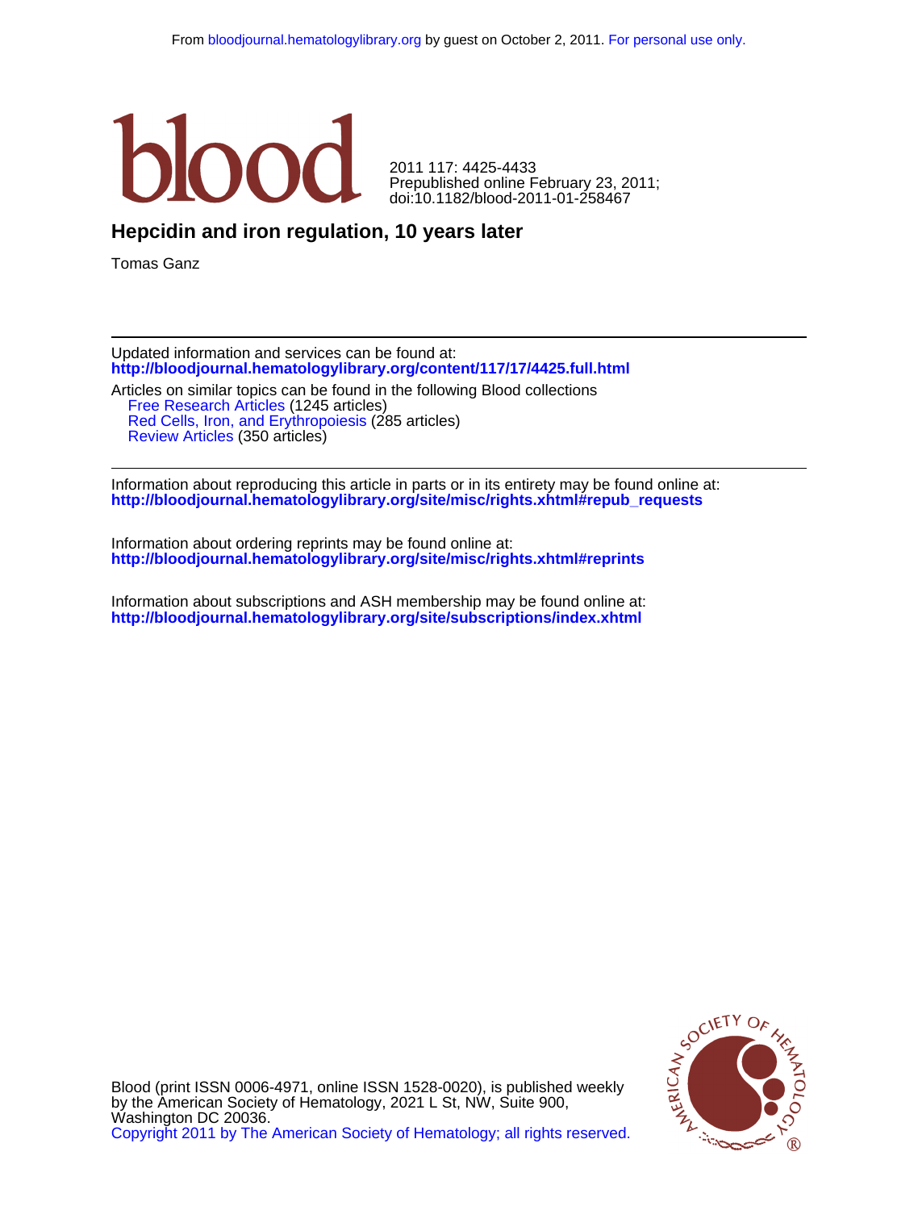From bloodjournal.hematologylibrary.org by guest on October 2, 2011. For personal use only.

blood

2011 117: 4425-4433
Prepublished online February 23, 2011;
doi:10.1182/blood-2011-01-258467

# Hepcidin and iron regulation, 10 years later

Tomas Ganz

---

Updated information and services can be found at:
**http://bloodjournal.hematologylibrary.org/content/117/17/4425.full.html**

Articles on similar topics can be found in the following Blood collections
- Free Research Articles (1245 articles)
- Red Cells, Iron, and Erythropoiesis (285 articles)
- Review Articles (350 articles)

---

Information about reproducing this article in parts or in its entirety may be found online at:
**http://bloodjournal.hematologylibrary.org/site/misc/rights.xhtml#repub_requests**

Information about ordering reprints may be found online at:
**http://bloodjournal.hematologylibrary.org/site/misc/rights.xhtml#reprints**

Information about subscriptions and ASH membership may be found online at:
**http://bloodjournal.hematologylibrary.org/site/subscriptions/index.xhtml**

Blood (print ISSN 0006-4971, online ISSN 1528-0020), is published weekly by the American Society of Hematology, 2021 L St, NW, Suite 900, Washington DC 20036.
Copyright 2011 by The American Society of Hematology; all rights reserved.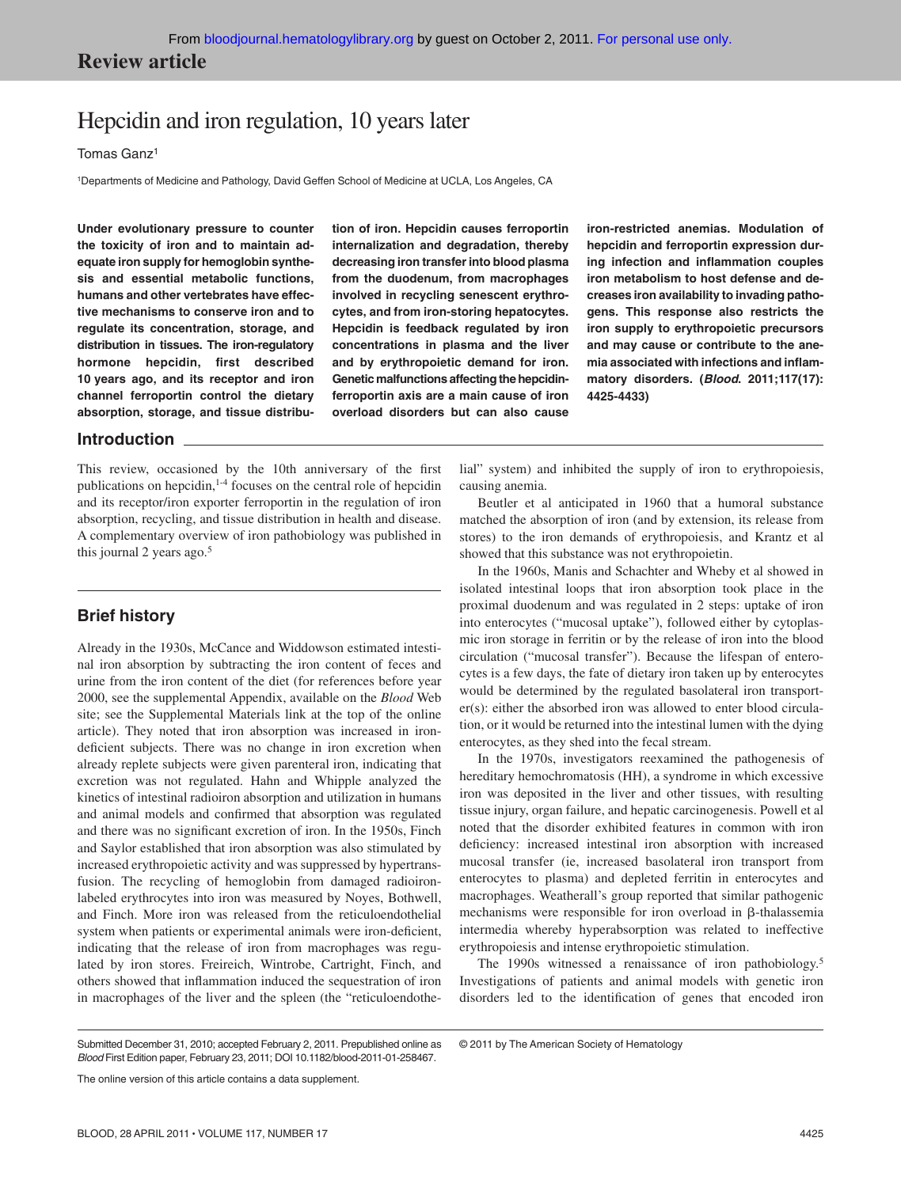## Review article

# Hepcidin and iron regulation, 10 years later

Tomas Ganz[1]

[1]Departments of Medicine and Pathology, David Geffen School of Medicine at UCLA, Los Angeles, CA

**Under evolutionary pressure to counter the toxicity of iron and to maintain adequate iron supply for hemoglobin synthesis and essential metabolic functions, humans and other vertebrates have effective mechanisms to conserve iron and to regulate its concentration, storage, and distribution in tissues. The iron-regulatory hormone hepcidin, first described 10 years ago, and its receptor and iron channel ferroportin control the dietary absorption, storage, and tissue distribution of iron. Hepcidin causes ferroportin internalization and degradation, thereby decreasing iron transfer into blood plasma from the duodenum, from macrophages involved in recycling senescent erythrocytes, and from iron-storing hepatocytes. Hepcidin is feedback regulated by iron concentrations in plasma and the liver and by erythropoietic demand for iron. Genetic malfunctions affecting the hepcidin-ferroportin axis are a main cause of iron overload disorders but can also cause iron-restricted anemias. Modulation of hepcidin and ferroportin expression during infection and inflammation couples iron metabolism to host defense and decreases iron availability to invading pathogens. This response also restricts the iron supply to erythropoietic precursors and may cause or contribute to the anemia associated with infections and inflammatory disorders. (*Blood.* 2011;117(17):4425-4433)**

## Introduction

This review, occasioned by the 10th anniversary of the first publications on hepcidin,[1-4] focuses on the central role of hepcidin and its receptor/iron exporter ferroportin in the regulation of iron absorption, recycling, and tissue distribution in health and disease. A complementary overview of iron pathobiology was published in this journal 2 years ago.[5]

## Brief history

Already in the 1930s, McCance and Widdowson estimated intestinal iron absorption by subtracting the iron content of feces and urine from the iron content of the diet (for references before year 2000, see the supplemental Appendix, available on the *Blood* Web site; see the Supplemental Materials link at the top of the online article). They noted that iron absorption was increased in iron-deficient subjects. There was no change in iron excretion when already replete subjects were given parenteral iron, indicating that excretion was not regulated. Hahn and Whipple analyzed the kinetics of intestinal radioiron absorption and utilization in humans and animal models and confirmed that absorption was regulated and there was no significant excretion of iron. In the 1950s, Finch and Saylor established that iron absorption was also stimulated by increased erythropoietic activity and was suppressed by hypertransfusion. The recycling of hemoglobin from damaged radioiron-labeled erythrocytes into iron was measured by Noyes, Bothwell, and Finch. More iron was released from the reticuloendothelial system when patients or experimental animals were iron-deficient, indicating that the release of iron from macrophages was regulated by iron stores. Freireich, Wintrobe, Cartright, Finch, and others showed that inflammation induced the sequestration of iron in macrophages of the liver and the spleen (the "reticuloendothelial" system) and inhibited the supply of iron to erythropoiesis, causing anemia.

Beutler et al anticipated in 1960 that a humoral substance matched the absorption of iron (and by extension, its release from stores) to the iron demands of erythropoiesis, and Krantz et al showed that this substance was not erythropoietin.

In the 1960s, Manis and Schachter and Wheby et al showed in isolated intestinal loops that iron absorption took place in the proximal duodenum and was regulated in 2 steps: uptake of iron into enterocytes ("mucosal uptake"), followed either by cytoplasmic iron storage in ferritin or by the release of iron into the blood circulation ("mucosal transfer"). Because the lifespan of enterocytes is a few days, the fate of dietary iron taken up by enterocytes would be determined by the regulated basolateral iron transporter(s): either the absorbed iron was allowed to enter blood circulation, or it would be returned into the intestinal lumen with the dying enterocytes, as they shed into the fecal stream.

In the 1970s, investigators reexamined the pathogenesis of hereditary hemochromatosis (HH), a syndrome in which excessive iron was deposited in the liver and other tissues, with resulting tissue injury, organ failure, and hepatic carcinogenesis. Powell et al noted that the disorder exhibited features in common with iron deficiency: increased intestinal iron absorption with increased mucosal transfer (ie, increased basolateral iron transport from enterocytes to plasma) and depleted ferritin in enterocytes and macrophages. Weatherall's group reported that similar pathogenic mechanisms were responsible for iron overload in β-thalassemia intermedia whereby hyperabsorption was related to ineffective erythropoiesis and intense erythropoietic stimulation.

The 1990s witnessed a renaissance of iron pathobiology.[5] Investigations of patients and animal models with genetic iron disorders led to the identification of genes that encoded iron

Submitted December 31, 2010; accepted February 2, 2011. Prepublished online as *Blood* First Edition paper, February 23, 2011; DOI 10.1182/blood-2011-01-258467.

The online version of this article contains a data supplement.

© 2011 by The American Society of Hematology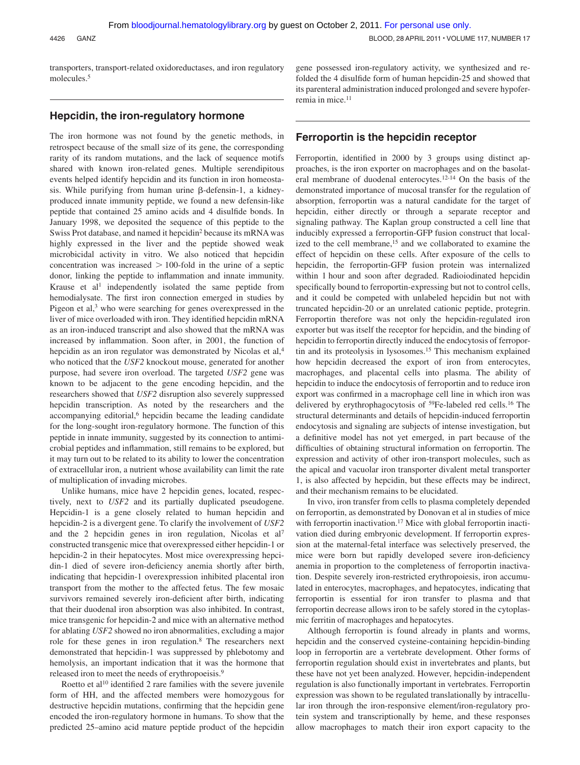transporters, transport-related oxidoreductases, and iron regulatory molecules.[5]

## Hepcidin, the iron-regulatory hormone

The iron hormone was not found by the genetic methods, in retrospect because of the small size of its gene, the corresponding rarity of its random mutations, and the lack of sequence motifs shared with known iron-related genes. Multiple serendipitous events helped identify hepcidin and its function in iron homeostasis. While purifying from human urine β-defensin-1, a kidney-produced innate immunity peptide, we found a new defensin-like peptide that contained 25 amino acids and 4 disulfide bonds. In January 1998, we deposited the sequence of this peptide to the Swiss Prot database, and named it hepcidin[2] because its mRNA was highly expressed in the liver and the peptide showed weak microbicidal activity in vitro. We also noticed that hepcidin concentration was increased > 100-fold in the urine of a septic donor, linking the peptide to inflammation and innate immunity. Krause et al[1] independently isolated the same peptide from hemodialysate. The first iron connection emerged in studies by Pigeon et al,[3] who were searching for genes overexpressed in the liver of mice overloaded with iron. They identified hepcidin mRNA as an iron-induced transcript and also showed that the mRNA was increased by inflammation. Soon after, in 2001, the function of hepcidin as an iron regulator was demonstrated by Nicolas et al,[4] who noticed that the *USF2* knockout mouse, generated for another purpose, had severe iron overload. The targeted *USF2* gene was known to be adjacent to the gene encoding hepcidin, and the researchers showed that *USF2* disruption also severely suppressed hepcidin transcription. As noted by the researchers and the accompanying editorial,[6] hepcidin became the leading candidate for the long-sought iron-regulatory hormone. The function of this peptide in innate immunity, suggested by its connection to antimicrobial peptides and inflammation, still remains to be explored, but it may turn out to be related to its ability to lower the concentration of extracellular iron, a nutrient whose availability can limit the rate of multiplication of invading microbes.

Unlike humans, mice have 2 hepcidin genes, located, respectively, next to *USF2* and its partially duplicated pseudogene. Hepcidin-1 is a gene closely related to human hepcidin and hepcidin-2 is a divergent gene. To clarify the involvement of *USF2* and the 2 hepcidin genes in iron regulation, Nicolas et al[7] constructed transgenic mice that overexpressed either hepcidin-1 or hepcidin-2 in their hepatocytes. Most mice overexpressing hepcidin-1 died of severe iron-deficiency anemia shortly after birth, indicating that hepcidin-1 overexpression inhibited placental iron transport from the mother to the affected fetus. The few mosaic survivors remained severely iron-deficient after birth, indicating that their duodenal iron absorption was also inhibited. In contrast, mice transgenic for hepcidin-2 and mice with an alternative method for ablating *USF2* showed no iron abnormalities, excluding a major role for these genes in iron regulation.[8] The researchers next demonstrated that hepcidin-1 was suppressed by phlebotomy and hemolysis, an important indication that it was the hormone that released iron to meet the needs of erythropoiesis.[9]

Roetto et al[10] identified 2 rare families with the severe juvenile form of HH, and the affected members were homozygous for destructive hepcidin mutations, confirming that the hepcidin gene encoded the iron-regulatory hormone in humans. To show that the predicted 25–amino acid mature peptide product of the hepcidin gene possessed iron-regulatory activity, we synthesized and refolded the 4 disulfide form of human hepcidin-25 and showed that its parenteral administration induced prolonged and severe hypoferremia in mice.[11]

## Ferroportin is the hepcidin receptor

Ferroportin, identified in 2000 by 3 groups using distinct approaches, is the iron exporter on macrophages and on the basolateral membrane of duodenal enterocytes.[12-14] On the basis of the demonstrated importance of mucosal transfer for the regulation of absorption, ferroportin was a natural candidate for the target of hepcidin, either directly or through a separate receptor and signaling pathway. The Kaplan group constructed a cell line that inducibly expressed a ferroportin-GFP fusion construct that localized to the cell membrane,[15] and we collaborated to examine the effect of hepcidin on these cells. After exposure of the cells to hepcidin, the ferroportin-GFP fusion protein was internalized within 1 hour and soon after degraded. Radioiodinated hepcidin specifically bound to ferroportin-expressing but not to control cells, and it could be competed with unlabeled hepcidin but not with truncated hepcidin-20 or an unrelated cationic peptide, protegrin. Ferroportin therefore was not only the hepcidin-regulated iron exporter but was itself the receptor for hepcidin, and the binding of hepcidin to ferroportin directly induced the endocytosis of ferroportin and its proteolysis in lysosomes.[15] This mechanism explained how hepcidin decreased the export of iron from enterocytes, macrophages, and placental cells into plasma. The ability of hepcidin to induce the endocytosis of ferroportin and to reduce iron export was confirmed in a macrophage cell line in which iron was delivered by erythrophagocytosis of $^{59}$Fe-labeled red cells.[16] The structural determinants and details of hepcidin-induced ferroportin endocytosis and signaling are subjects of intense investigation, but a definitive model has not yet emerged, in part because of the difficulties of obtaining structural information on ferroportin. The expression and activity of other iron-transport molecules, such as the apical and vacuolar iron transporter divalent metal transporter 1, is also affected by hepcidin, but these effects may be indirect, and their mechanism remains to be elucidated.

In vivo, iron transfer from cells to plasma completely depended on ferroportin, as demonstrated by Donovan et al in studies of mice with ferroportin inactivation.[17] Mice with global ferroportin inactivation died during embryonic development. If ferroportin expression at the maternal-fetal interface was selectively preserved, the mice were born but rapidly developed severe iron-deficiency anemia in proportion to the completeness of ferroportin inactivation. Despite severely iron-restricted erythropoiesis, iron accumulated in enterocytes, macrophages, and hepatocytes, indicating that ferroportin is essential for iron transfer to plasma and that ferroportin decrease allows iron to be safely stored in the cytoplasmic ferritin of macrophages and hepatocytes.

Although ferroportin is found already in plants and worms, hepcidin and the conserved cysteine-containing hepcidin-binding loop in ferroportin are a vertebrate development. Other forms of ferroportin regulation should exist in invertebrates and plants, but these have not yet been analyzed. However, hepcidin-independent regulation is also functionally important in vertebrates. Ferroportin expression was shown to be regulated translationally by intracellular iron through the iron-responsive element/iron-regulatory protein system and transcriptionally by heme, and these responses allow macrophages to match their iron export capacity to the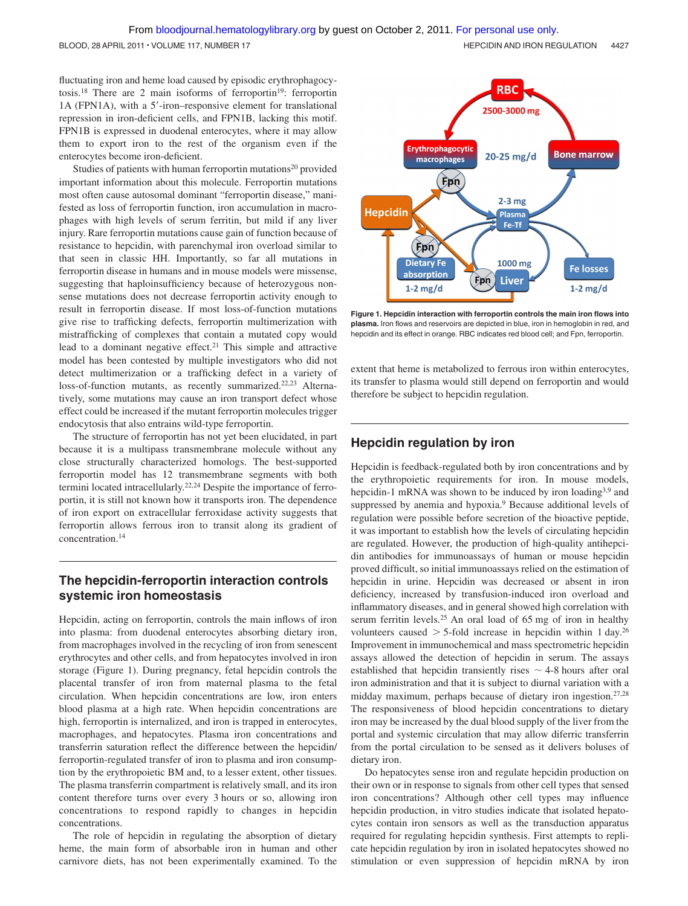fluctuating iron and heme load caused by episodic erythrophagocytosis.[18] There are 2 main isoforms of ferroportin[19]: ferroportin 1A (FPN1A), with a 5′-iron–responsive element for translational repression in iron-deficient cells, and FPN1B, lacking this motif. FPN1B is expressed in duodenal enterocytes, where it may allow them to export iron to the rest of the organism even if the enterocytes become iron-deficient.

Studies of patients with human ferroportin mutations[20] provided important information about this molecule. Ferroportin mutations most often cause autosomal dominant "ferroportin disease," manifested as loss of ferroportin function, iron accumulation in macrophages with high levels of serum ferritin, but mild if any liver injury. Rare ferroportin mutations cause gain of function because of resistance to hepcidin, with parenchymal iron overload similar to that seen in classic HH. Importantly, so far all mutations in ferroportin disease in humans and in mouse models were missense, suggesting that haploinsufficiency because of heterozygous nonsense mutations does not decrease ferroportin activity enough to result in ferroportin disease. If most loss-of-function mutations give rise to trafficking defects, ferroportin multimerization with mistrafficking of complexes that contain a mutated copy would lead to a dominant negative effect.[21] This simple and attractive model has been contested by multiple investigators who did not detect multimerization or a trafficking defect in a variety of loss-of-function mutants, as recently summarized.[22,23] Alternatively, some mutations may cause an iron transport defect whose effect could be increased if the mutant ferroportin molecules trigger endocytosis that also entrains wild-type ferroportin.

The structure of ferroportin has not yet been elucidated, in part because it is a multipass transmembrane molecule without any close structurally characterized homologs. The best-supported ferroportin model has 12 transmembrane segments with both termini located intracellularly.[22,24] Despite the importance of ferroportin, it is still not known how it transports iron. The dependence of iron export on extracellular ferroxidase activity suggests that ferroportin allows ferrous iron to transit along its gradient of concentration.[14]

## The hepcidin-ferroportin interaction controls systemic iron homeostasis

Hepcidin, acting on ferroportin, controls the main inflows of iron into plasma: from duodenal enterocytes absorbing dietary iron, from macrophages involved in the recycling of iron from senescent erythrocytes and other cells, and from hepatocytes involved in iron storage (Figure 1). During pregnancy, fetal hepcidin controls the placental transfer of iron from maternal plasma to the fetal circulation. When hepcidin concentrations are low, iron enters blood plasma at a high rate. When hepcidin concentrations are high, ferroportin is internalized, and iron is trapped in enterocytes, macrophages, and hepatocytes. Plasma iron concentrations and transferrin saturation reflect the difference between the hepcidin/ferroportin-regulated transfer of iron to plasma and iron consumption by the erythropoietic BM and, to a lesser extent, other tissues. The plasma transferrin compartment is relatively small, and its iron content therefore turns over every 3 hours or so, allowing iron concentrations to respond rapidly to changes in hepcidin concentrations.

The role of hepcidin in regulating the absorption of dietary heme, the main form of absorbable iron in human and other carnivore diets, has not been experimentally examined. To the extent that heme is metabolized to ferrous iron within enterocytes, its transfer to plasma would still depend on ferroportin and would therefore be subject to hepcidin regulation.

**Figure 1. Hepcidin interaction with ferroportin controls the main iron flows into plasma.** Iron flows and reservoirs are depicted in blue, iron in hemoglobin in red, and hepcidin and its effect in orange. RBC indicates red blood cell; and Fpn, ferroportin.

## Hepcidin regulation by iron

Hepcidin is feedback-regulated both by iron concentrations and by the erythropoietic requirements for iron. In mouse models, hepcidin-1 mRNA was shown to be induced by iron loading[3,9] and suppressed by anemia and hypoxia.[9] Because additional levels of regulation were possible before secretion of the bioactive peptide, it was important to establish how the levels of circulating hepcidin are regulated. However, the production of high-quality antihepcidin antibodies for immunoassays of human or mouse hepcidin proved difficult, so initial immunoassays relied on the estimation of hepcidin in urine. Hepcidin was decreased or absent in iron deficiency, increased by transfusion-induced iron overload and inflammatory diseases, and in general showed high correlation with serum ferritin levels.[25] An oral load of 65 mg of iron in healthy volunteers caused > 5-fold increase in hepcidin within 1 day.[26] Improvement in immunochemical and mass spectrometric hepcidin assays allowed the detection of hepcidin in serum. The assays established that hepcidin transiently rises ~ 4-8 hours after oral iron administration and that it is subject to diurnal variation with a midday maximum, perhaps because of dietary iron ingestion.[27,28] The responsiveness of blood hepcidin concentrations to dietary iron may be increased by the dual blood supply of the liver from the portal and systemic circulation that may allow diferric transferrin from the portal circulation to be sensed as it delivers boluses of dietary iron.

Do hepatocytes sense iron and regulate hepcidin production on their own or in response to signals from other cell types that sensed iron concentrations? Although other cell types may influence hepcidin production, in vitro studies indicate that isolated hepatocytes contain iron sensors as well as the transduction apparatus required for regulating hepcidin synthesis. First attempts to replicate hepcidin regulation by iron in isolated hepatocytes showed no stimulation or even suppression of hepcidin mRNA by iron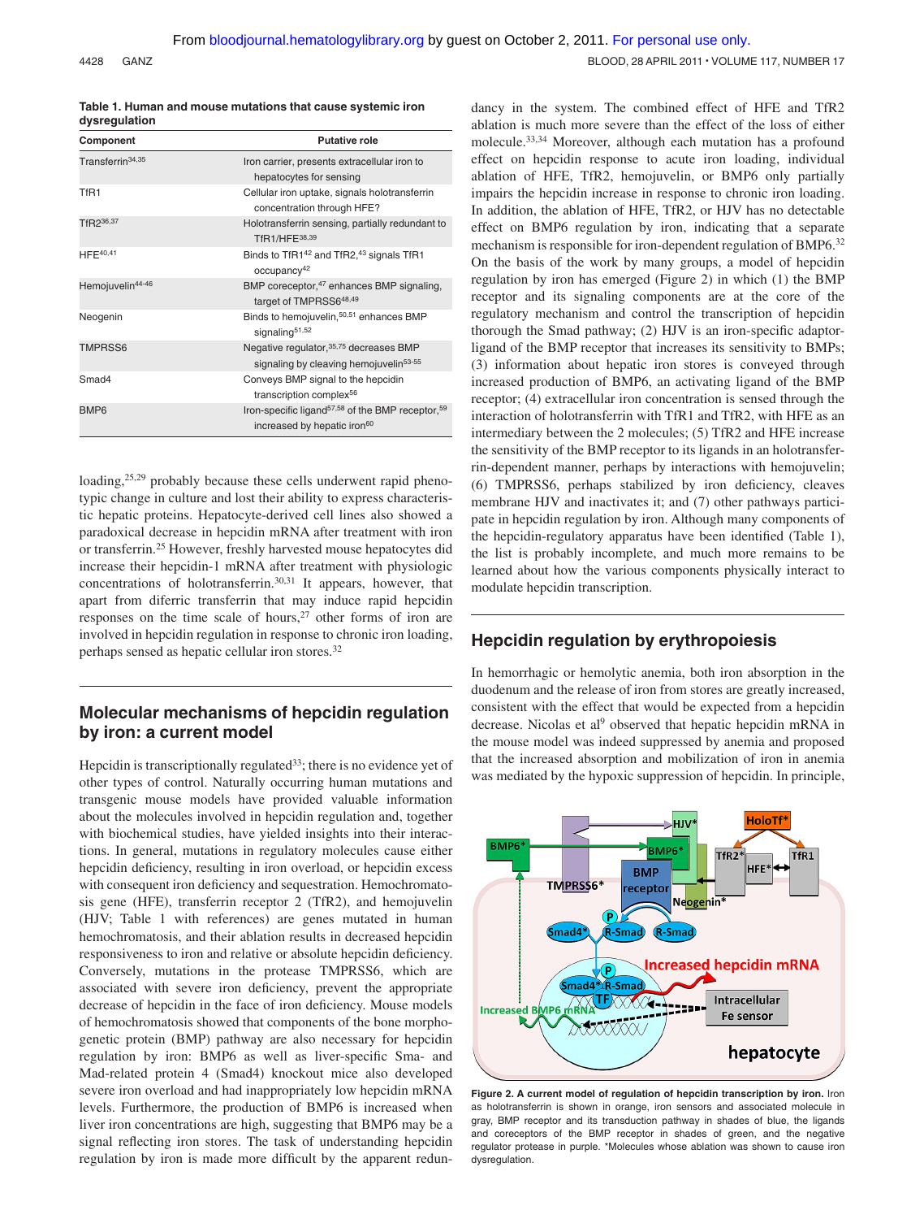**Table 1. Human and mouse mutations that cause systemic iron dysregulation**

| Component | Putative role |
| --- | --- |
| Transferrin[34,35] | Iron carrier, presents extracellular iron to hepatocytes for sensing |
| TfR1 | Cellular iron uptake, signals holotransferrin concentration through HFE? |
| TfR2[36,37] | Holotransferrin sensing, partially redundant to TfR1/HFE[38,39] |
| HFE[40,41] | Binds to TfR1[42] and TfR2,[43] signals TfR1 occupancy[42] |
| Hemojuvelin[44-46] | BMP coreceptor,[47] enhances BMP signaling, target of TMPRSS6[48,49] |
| Neogenin | Binds to hemojuvelin,[50,51] enhances BMP signaling[51,52] |
| TMPRSS6 | Negative regulator,[35,75] decreases BMP signaling by cleaving hemojuvelin[53-55] |
| Smad4 | Conveys BMP signal to the hepcidin transcription complex[56] |
| BMP6 | Iron-specific ligand[57,58] of the BMP receptor,[59] increased by hepatic iron[60] |

loading,[25,29] probably because these cells underwent rapid phenotypic change in culture and lost their ability to express characteristic hepatic proteins. Hepatocyte-derived cell lines also showed a paradoxical decrease in hepcidin mRNA after treatment with iron or transferrin.[25] However, freshly harvested mouse hepatocytes did increase their hepcidin-1 mRNA after treatment with physiologic concentrations of holotransferrin.[30,31] It appears, however, that apart from diferric transferrin that may induce rapid hepcidin responses on the time scale of hours,[27] other forms of iron are involved in hepcidin regulation in response to chronic iron loading, perhaps sensed as hepatic cellular iron stores.[32]

## Molecular mechanisms of hepcidin regulation by iron: a current model

Hepcidin is transcriptionally regulated[33]; there is no evidence yet of other types of control. Naturally occurring human mutations and transgenic mouse models have provided valuable information about the molecules involved in hepcidin regulation and, together with biochemical studies, have yielded insights into their interactions. In general, mutations in regulatory molecules cause either hepcidin deficiency, resulting in iron overload, or hepcidin excess with consequent iron deficiency and sequestration. Hemochromatosis gene (HFE), transferrin receptor 2 (TfR2), and hemojuvelin (HJV; Table 1 with references) are genes mutated in human hemochromatosis, and their ablation results in decreased hepcidin responsiveness to iron and relative or absolute hepcidin deficiency. Conversely, mutations in the protease TMPRSS6, which are associated with severe iron deficiency, prevent the appropriate decrease of hepcidin in the face of iron deficiency. Mouse models of hemochromatosis showed that components of the bone morphogenetic protein (BMP) pathway are also necessary for hepcidin regulation by iron: BMP6 as well as liver-specific Sma- and Mad-related protein 4 (Smad4) knockout mice also developed severe iron overload and had inappropriately low hepcidin mRNA levels. Furthermore, the production of BMP6 is increased when liver iron concentrations are high, suggesting that BMP6 may be a signal reflecting iron stores. The task of understanding hepcidin regulation by iron is made more difficult by the apparent redundancy in the system. The combined effect of HFE and TfR2 ablation is much more severe than the effect of the loss of either molecule.[33,34] Moreover, although each mutation has a profound effect on hepcidin response to acute iron loading, individual ablation of HFE, TfR2, hemojuvelin, or BMP6 only partially impairs the hepcidin increase in response to chronic iron loading. In addition, the ablation of HFE, TfR2, or HJV has no detectable effect on BMP6 regulation by iron, indicating that a separate mechanism is responsible for iron-dependent regulation of BMP6.[32] On the basis of the work by many groups, a model of hepcidin regulation by iron has emerged (Figure 2) in which (1) the BMP receptor and its signaling components are at the core of the regulatory mechanism and control the transcription of hepcidin thorough the Smad pathway; (2) HJV is an iron-specific adaptor-ligand of the BMP receptor that increases its sensitivity to BMPs; (3) information about hepatic iron stores is conveyed through increased production of BMP6, an activating ligand of the BMP receptor; (4) extracellular iron concentration is sensed through the interaction of holotransferrin with TfR1 and TfR2, with HFE as an intermediary between the 2 molecules; (5) TfR2 and HFE increase the sensitivity of the BMP receptor to its ligands in an holotransferrin-dependent manner, perhaps by interactions with hemojuvelin; (6) TMPRSS6, perhaps stabilized by iron deficiency, cleaves membrane HJV and inactivates it; and (7) other pathways participate in hepcidin regulation by iron. Although many components of the hepcidin-regulatory apparatus have been identified (Table 1), the list is probably incomplete, and much more remains to be learned about how the various components physically interact to modulate hepcidin transcription.

## Hepcidin regulation by erythropoiesis

In hemorrhagic or hemolytic anemia, both iron absorption in the duodenum and the release of iron from stores are greatly increased, consistent with the effect that would be expected from a hepcidin decrease. Nicolas et al[9] observed that hepatic hepcidin mRNA in the mouse model was indeed suppressed by anemia and proposed that the increased absorption and mobilization of iron in anemia was mediated by the hypoxic suppression of hepcidin. In principle,

**Figure 2. A current model of regulation of hepcidin transcription by iron.** Iron as holotransferrin is shown in orange, iron sensors and associated molecule in gray, BMP receptor and its transduction pathway in shades of blue, the ligands and coreceptors of the BMP receptor in shades of green, and the negative regulator protease in purple. *Molecules whose ablation was shown to cause iron dysregulation.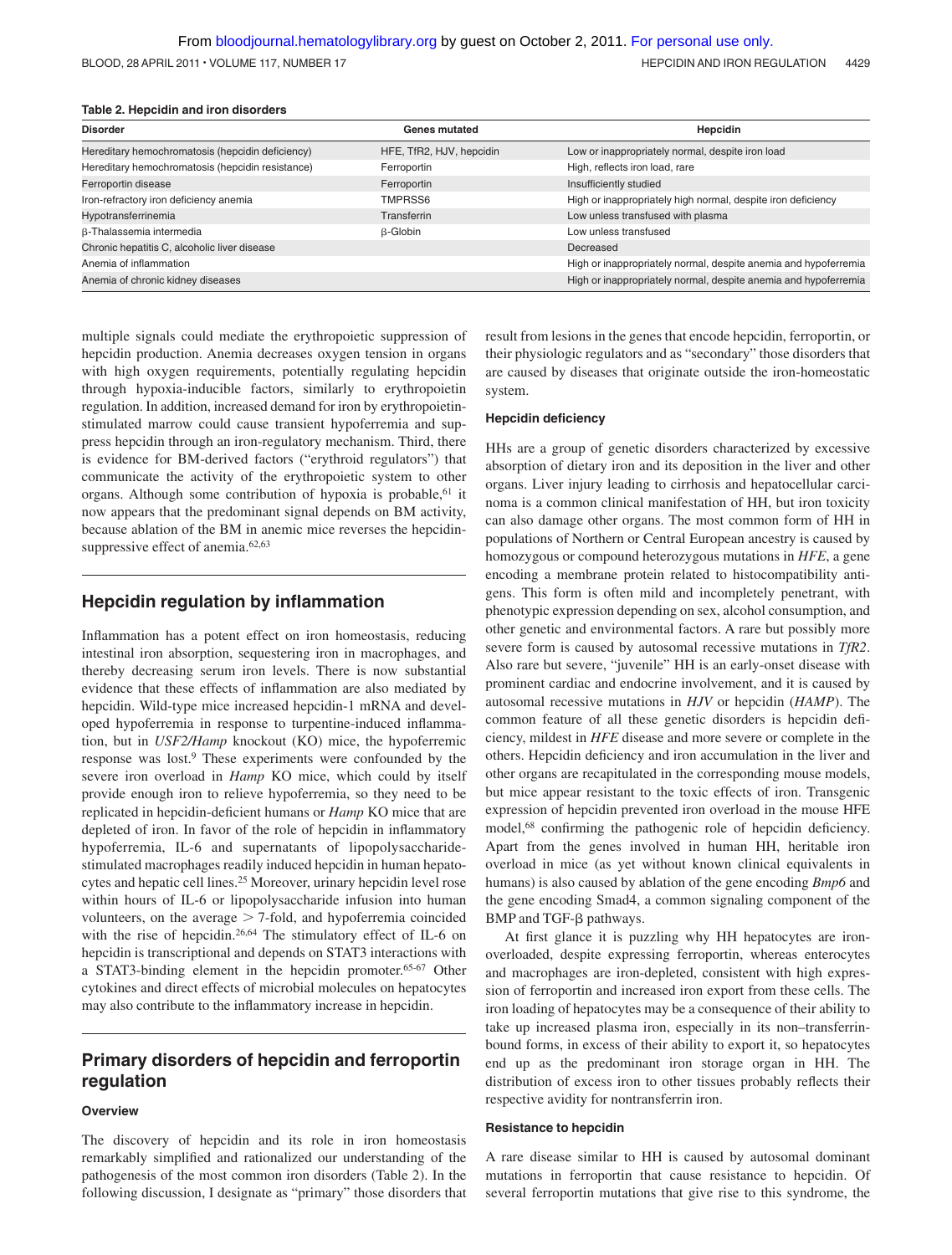**Table 2. Hepcidin and iron disorders**

| Disorder | Genes mutated | Hepcidin |
| --- | --- | --- |
| Hereditary hemochromatosis (hepcidin deficiency) | HFE, TfR2, HJV, hepcidin | Low or inappropriately normal, despite iron load |
| Hereditary hemochromatosis (hepcidin resistance) | Ferroportin | High, reflects iron load, rare |
| Ferroportin disease | Ferroportin | Insufficiently studied |
| Iron-refractory iron deficiency anemia | TMPRSS6 | High or inappropriately high normal, despite iron deficiency |
| Hypotransferrinemia | Transferrin | Low unless transfused with plasma |
| β-Thalassemia intermedia | β-Globin | Low unless transfused |
| Chronic hepatitis C, alcoholic liver disease | | Decreased |
| Anemia of inflammation | | High or inappropriately normal, despite anemia and hypoferremia |
| Anemia of chronic kidney diseases | | High or inappropriately normal, despite anemia and hypoferremia |

multiple signals could mediate the erythropoietic suppression of hepcidin production. Anemia decreases oxygen tension in organs with high oxygen requirements, potentially regulating hepcidin through hypoxia-inducible factors, similarly to erythropoietin regulation. In addition, increased demand for iron by erythropoietin-stimulated marrow could cause transient hypoferremia and suppress hepcidin through an iron-regulatory mechanism. Third, there is evidence for BM-derived factors ("erythroid regulators") that communicate the activity of the erythropoietic system to other organs. Although some contribution of hypoxia is probable,[61] it now appears that the predominant signal depends on BM activity, because ablation of the BM in anemic mice reverses the hepcidin-suppressive effect of anemia.[62,63]

## Hepcidin regulation by inflammation

Inflammation has a potent effect on iron homeostasis, reducing intestinal iron absorption, sequestering iron in macrophages, and thereby decreasing serum iron levels. There is now substantial evidence that these effects of inflammation are also mediated by hepcidin. Wild-type mice increased hepcidin-1 mRNA and developed hypoferremia in response to turpentine-induced inflammation, but in *USF2/Hamp* knockout (KO) mice, the hypoferremic response was lost.[9] These experiments were confounded by the severe iron overload in *Hamp* KO mice, which could by itself provide enough iron to relieve hypoferremia, so they need to be replicated in hepcidin-deficient humans or *Hamp* KO mice that are depleted of iron. In favor of the role of hepcidin in inflammatory hypoferremia, IL-6 and supernatants of lipopolysaccharide-stimulated macrophages readily induced hepcidin in human hepatocytes and hepatic cell lines.[25] Moreover, urinary hepcidin level rose within hours of IL-6 or lipopolysaccharide infusion into human volunteers, on the average $> 7$-fold, and hypoferremia coincided with the rise of hepcidin.[26,64] The stimulatory effect of IL-6 on hepcidin is transcriptional and depends on STAT3 interactions with a STAT3-binding element in the hepcidin promoter.[65-67] Other cytokines and direct effects of microbial molecules on hepatocytes may also contribute to the inflammatory increase in hepcidin.

## Primary disorders of hepcidin and ferroportin regulation

### Overview

The discovery of hepcidin and its role in iron homeostasis remarkably simplified and rationalized our understanding of the pathogenesis of the most common iron disorders (Table 2). In the following discussion, I designate as "primary" those disorders that result from lesions in the genes that encode hepcidin, ferroportin, or their physiologic regulators and as "secondary" those disorders that are caused by diseases that originate outside the iron-homeostatic system.

### Hepcidin deficiency

HHs are a group of genetic disorders characterized by excessive absorption of dietary iron and its deposition in the liver and other organs. Liver injury leading to cirrhosis and hepatocellular carcinoma is a common clinical manifestation of HH, but iron toxicity can also damage other organs. The most common form of HH in populations of Northern or Central European ancestry is caused by homozygous or compound heterozygous mutations in *HFE*, a gene encoding a membrane protein related to histocompatibility antigens. This form is often mild and incompletely penetrant, with phenotypic expression depending on sex, alcohol consumption, and other genetic and environmental factors. A rare but possibly more severe form is caused by autosomal recessive mutations in *TfR2*. Also rare but severe, "juvenile" HH is an early-onset disease with prominent cardiac and endocrine involvement, and it is caused by autosomal recessive mutations in *HJV* or hepcidin (*HAMP*). The common feature of all these genetic disorders is hepcidin deficiency, mildest in *HFE* disease and more severe or complete in the others. Hepcidin deficiency and iron accumulation in the liver and other organs are recapitulated in the corresponding mouse models, but mice appear resistant to the toxic effects of iron. Transgenic expression of hepcidin prevented iron overload in the mouse HFE model,[68] confirming the pathogenic role of hepcidin deficiency. Apart from the genes involved in human HH, heritable iron overload in mice (as yet without known clinical equivalents in humans) is also caused by ablation of the gene encoding *Bmp6* and the gene encoding Smad4, a common signaling component of the BMP and TGF-β pathways.

At first glance it is puzzling why HH hepatocytes are iron-overloaded, despite expressing ferroportin, whereas enterocytes and macrophages are iron-depleted, consistent with high expression of ferroportin and increased iron export from these cells. The iron loading of hepatocytes may be a consequence of their ability to take up increased plasma iron, especially in its non–transferrin-bound forms, in excess of their ability to export it, so hepatocytes end up as the predominant iron storage organ in HH. The distribution of excess iron to other tissues probably reflects their respective avidity for nontransferrin iron.

### Resistance to hepcidin

A rare disease similar to HH is caused by autosomal dominant mutations in ferroportin that cause resistance to hepcidin. Of several ferroportin mutations that give rise to this syndrome, the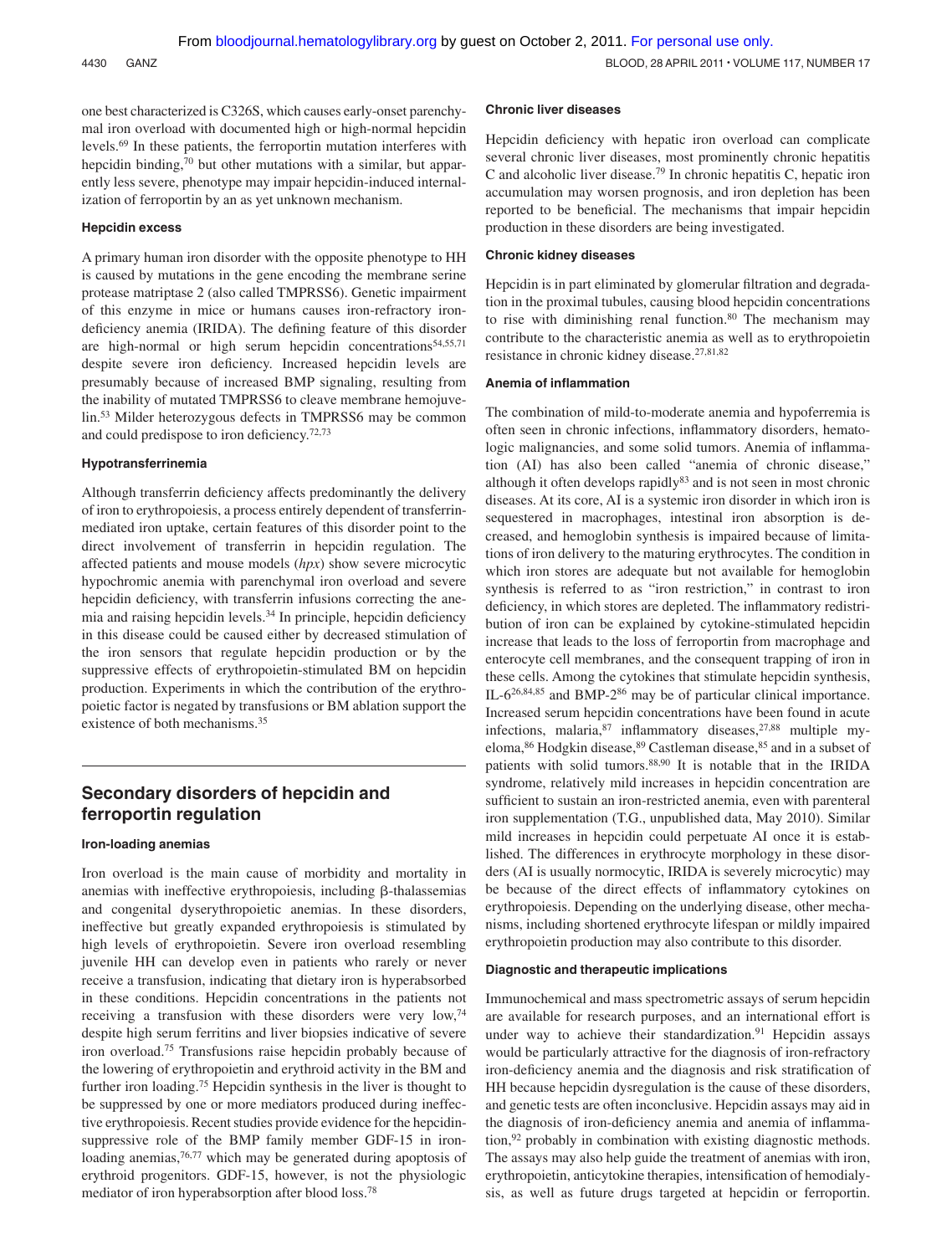one best characterized is C326S, which causes early-onset parenchymal iron overload with documented high or high-normal hepcidin levels.[69] In these patients, the ferroportin mutation interferes with hepcidin binding,[70] but other mutations with a similar, but apparently less severe, phenotype may impair hepcidin-induced internalization of ferroportin by an as yet unknown mechanism.

#### Hepcidin excess

A primary human iron disorder with the opposite phenotype to HH is caused by mutations in the gene encoding the membrane serine protease matriptase 2 (also called TMPRSS6). Genetic impairment of this enzyme in mice or humans causes iron-refractory iron-deficiency anemia (IRIDA). The defining feature of this disorder are high-normal or high serum hepcidin concentrations[54,55,71] despite severe iron deficiency. Increased hepcidin levels are presumably because of increased BMP signaling, resulting from the inability of mutated TMPRSS6 to cleave membrane hemojuvelin.[53] Milder heterozygous defects in TMPRSS6 may be common and could predispose to iron deficiency.[72,73]

#### Hypotransferrinemia

Although transferrin deficiency affects predominantly the delivery of iron to erythropoiesis, a process entirely dependent of transferrin-mediated iron uptake, certain features of this disorder point to the direct involvement of transferrin in hepcidin regulation. The affected patients and mouse models (*hpx*) show severe microcytic hypochromic anemia with parenchymal iron overload and severe hepcidin deficiency, with transferrin infusions correcting the anemia and raising hepcidin levels.[34] In principle, hepcidin deficiency in this disease could be caused either by decreased stimulation of the iron sensors that regulate hepcidin production or by the suppressive effects of erythropoietin-stimulated BM on hepcidin production. Experiments in which the contribution of the erythropoietic factor is negated by transfusions or BM ablation support the existence of both mechanisms.[35]

## Secondary disorders of hepcidin and ferroportin regulation

#### Iron-loading anemias

Iron overload is the main cause of morbidity and mortality in anemias with ineffective erythropoiesis, including β-thalassemias and congenital dyserythropoietic anemias. In these disorders, ineffective but greatly expanded erythropoiesis is stimulated by high levels of erythropoietin. Severe iron overload resembling juvenile HH can develop even in patients who rarely or never receive a transfusion, indicating that dietary iron is hyperabsorbed in these conditions. Hepcidin concentrations in the patients not receiving a transfusion with these disorders were very low,[74] despite high serum ferritins and liver biopsies indicative of severe iron overload.[75] Transfusions raise hepcidin probably because of the lowering of erythropoietin and erythroid activity in the BM and further iron loading.[75] Hepcidin synthesis in the liver is thought to be suppressed by one or more mediators produced during ineffective erythropoiesis. Recent studies provide evidence for the hepcidin-suppressive role of the BMP family member GDF-15 in iron-loading anemias,[76,77] which may be generated during apoptosis of erythroid progenitors. GDF-15, however, is not the physiologic mediator of iron hyperabsorption after blood loss.[78]

#### Chronic liver diseases

Hepcidin deficiency with hepatic iron overload can complicate several chronic liver diseases, most prominently chronic hepatitis C and alcoholic liver disease.[79] In chronic hepatitis C, hepatic iron accumulation may worsen prognosis, and iron depletion has been reported to be beneficial. The mechanisms that impair hepcidin production in these disorders are being investigated.

#### Chronic kidney diseases

Hepcidin is in part eliminated by glomerular filtration and degradation in the proximal tubules, causing blood hepcidin concentrations to rise with diminishing renal function.[80] The mechanism may contribute to the characteristic anemia as well as to erythropoietin resistance in chronic kidney disease.[27,81,82]

#### Anemia of inflammation

The combination of mild-to-moderate anemia and hypoferremia is often seen in chronic infections, inflammatory disorders, hematologic malignancies, and some solid tumors. Anemia of inflammation (AI) has also been called "anemia of chronic disease," although it often develops rapidly[83] and is not seen in most chronic diseases. At its core, AI is a systemic iron disorder in which iron is sequestered in macrophages, intestinal iron absorption is decreased, and hemoglobin synthesis is impaired because of limitations of iron delivery to the maturing erythrocytes. The condition in which iron stores are adequate but not available for hemoglobin synthesis is referred to as "iron restriction," in contrast to iron deficiency, in which stores are depleted. The inflammatory redistribution of iron can be explained by cytokine-stimulated hepcidin increase that leads to the loss of ferroportin from macrophage and enterocyte cell membranes, and the consequent trapping of iron in these cells. Among the cytokines that stimulate hepcidin synthesis, IL-6[26,84,85] and BMP-2[86] may be of particular clinical importance. Increased serum hepcidin concentrations have been found in acute infections, malaria,[87] inflammatory diseases,[27,88] multiple myeloma,[86] Hodgkin disease,[89] Castleman disease,[85] and in a subset of patients with solid tumors.[88,90] It is notable that in the IRIDA syndrome, relatively mild increases in hepcidin concentration are sufficient to sustain an iron-restricted anemia, even with parenteral iron supplementation (T.G., unpublished data, May 2010). Similar mild increases in hepcidin could perpetuate AI once it is established. The differences in erythrocyte morphology in these disorders (AI is usually normocytic, IRIDA is severely microcytic) may be because of the direct effects of inflammatory cytokines on erythropoiesis. Depending on the underlying disease, other mechanisms, including shortened erythrocyte lifespan or mildly impaired erythropoietin production may also contribute to this disorder.

#### Diagnostic and therapeutic implications

Immunochemical and mass spectrometric assays of serum hepcidin are available for research purposes, and an international effort is under way to achieve their standardization.[91] Hepcidin assays would be particularly attractive for the diagnosis of iron-refractory iron-deficiency anemia and the diagnosis and risk stratification of HH because hepcidin dysregulation is the cause of these disorders, and genetic tests are often inconclusive. Hepcidin assays may aid in the diagnosis of iron-deficiency anemia and anemia of inflammation,[92] probably in combination with existing diagnostic methods. The assays may also help guide the treatment of anemias with iron, erythropoietin, anticytokine therapies, intensification of hemodialysis, as well as future drugs targeted at hepcidin or ferroportin.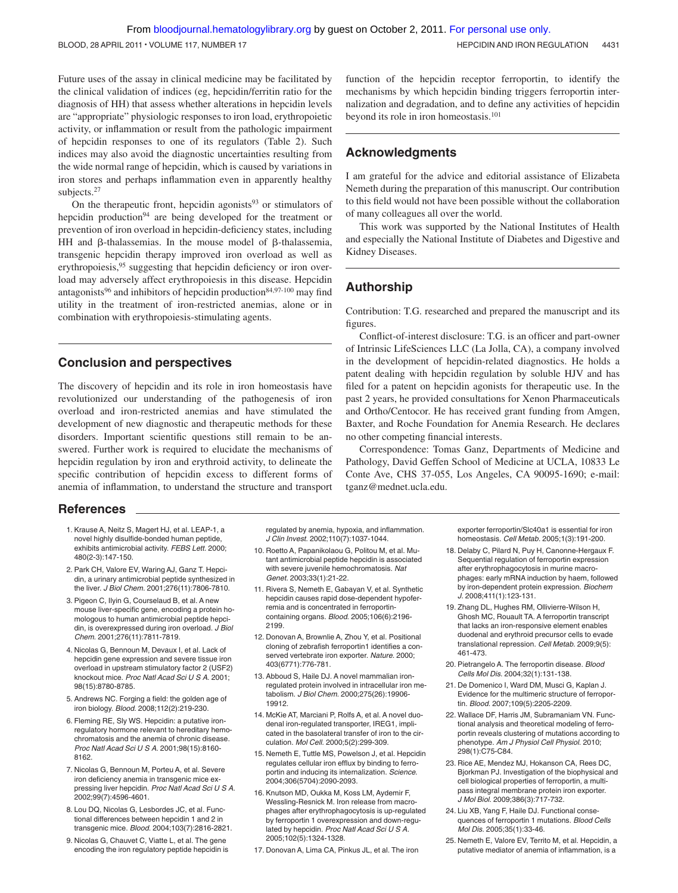Future uses of the assay in clinical medicine may be facilitated by the clinical validation of indices (eg, hepcidin/ferritin ratio for the diagnosis of HH) that assess whether alterations in hepcidin levels are "appropriate" physiologic responses to iron load, erythropoietic activity, or inflammation or result from the pathologic impairment of hepcidin responses to one of its regulators (Table 2). Such indices may also avoid the diagnostic uncertainties resulting from the wide normal range of hepcidin, which is caused by variations in iron stores and perhaps inflammation even in apparently healthy subjects.[27]

On the therapeutic front, hepcidin agonists[93] or stimulators of hepcidin production[94] are being developed for the treatment or prevention of iron overload in hepcidin-deficiency states, including HH and β-thalassemias. In the mouse model of β-thalassemia, transgenic hepcidin therapy improved iron overload as well as erythropoiesis,[95] suggesting that hepcidin deficiency or iron overload may adversely affect erythropoiesis in this disease. Hepcidin antagonists[96] and inhibitors of hepcidin production[84,97-100] may find utility in the treatment of iron-restricted anemias, alone or in combination with erythropoiesis-stimulating agents.

## Conclusion and perspectives

The discovery of hepcidin and its role in iron homeostasis have revolutionized our understanding of the pathogenesis of iron overload and iron-restricted anemias and have stimulated the development of new diagnostic and therapeutic methods for these disorders. Important scientific questions still remain to be answered. Further work is required to elucidate the mechanisms of hepcidin regulation by iron and erythroid activity, to delineate the specific contribution of hepcidin excess to different forms of anemia of inflammation, to understand the structure and transport function of the hepcidin receptor ferroportin, to identify the mechanisms by which hepcidin binding triggers ferroportin internalization and degradation, and to define any activities of hepcidin beyond its role in iron homeostasis.[101]

## Acknowledgments

I am grateful for the advice and editorial assistance of Elizabeta Nemeth during the preparation of this manuscript. Our contribution to this field would not have been possible without the collaboration of many colleagues all over the world.

This work was supported by the National Institutes of Health and especially the National Institute of Diabetes and Digestive and Kidney Diseases.

## Authorship

Contribution: T.G. researched and prepared the manuscript and its figures.

Conflict-of-interest disclosure: T.G. is an officer and part-owner of Intrinsic LifeSciences LLC (La Jolla, CA), a company involved in the development of hepcidin-related diagnostics. He holds a patent dealing with hepcidin regulation by soluble HJV and has filed for a patent on hepcidin agonists for therapeutic use. In the past 2 years, he provided consultations for Xenon Pharmaceuticals and Ortho/Centocor. He has received grant funding from Amgen, Baxter, and Roche Foundation for Anemia Research. He declares no other competing financial interests.

Correspondence: Tomas Ganz, Departments of Medicine and Pathology, David Geffen School of Medicine at UCLA, 10833 Le Conte Ave, CHS 37-055, Los Angeles, CA 90095-1690; e-mail: tganz@mednet.ucla.edu.

## References

1. Krause A, Neitz S, Magert HJ, et al. LEAP-1, a novel highly disulfide-bonded human peptide, exhibits antimicrobial activity. *FEBS Lett.* 2000; 480(2-3):147-150.
2. Park CH, Valore EV, Waring AJ, Ganz T. Hepcidin, a urinary antimicrobial peptide synthesized in the liver. *J Biol Chem.* 2001;276(11):7806-7810.
3. Pigeon C, Ilyin G, Courselaud B, et al. A new mouse liver-specific gene, encoding a protein homologous to human antimicrobial peptide hepcidin, is overexpressed during iron overload. *J Biol Chem.* 2001;276(11):7811-7819.
4. Nicolas G, Bennoun M, Devaux I, et al. Lack of hepcidin gene expression and severe tissue iron overload in upstream stimulatory factor 2 (USF2) knockout mice. *Proc Natl Acad Sci U S A.* 2001; 98(15):8780-8785.
5. Andrews NC. Forging a field: the golden age of iron biology. *Blood.* 2008;112(2):219-230.
6. Fleming RE, Sly WS. Hepcidin: a putative iron-regulatory hormone relevant to hereditary hemochromatosis and the anemia of chronic disease. *Proc Natl Acad Sci U S A.* 2001;98(15):8160-8162.
7. Nicolas G, Bennoun M, Porteu A, et al. Severe iron deficiency anemia in transgenic mice expressing liver hepcidin. *Proc Natl Acad Sci U S A.* 2002;99(7):4596-4601.
8. Lou DQ, Nicolas G, Lesbordes JC, et al. Functional differences between hepcidin 1 and 2 in transgenic mice. *Blood.* 2004;103(7):2816-2821.
9. Nicolas G, Chauvet C, Viatte L, et al. The gene encoding the iron regulatory peptide hepcidin is regulated by anemia, hypoxia, and inflammation. *J Clin Invest.* 2002;110(7):1037-1044.
10. Roetto A, Papanikolaou G, Politou M, et al. Mutant antimicrobial peptide hepcidin is associated with severe juvenile hemochromatosis. *Nat Genet.* 2003;33(1):21-22.
11. Rivera S, Nemeth E, Gabayan V, et al. Synthetic hepcidin causes rapid dose-dependent hypoferremia and is concentrated in ferroportin-containing organs. *Blood.* 2005;106(6):2196-2199.
12. Donovan A, Brownlie A, Zhou Y, et al. Positional cloning of zebrafish ferroportin1 identifies a conserved vertebrate iron exporter. *Nature.* 2000; 403(6771):776-781.
13. Abboud S, Haile DJ. A novel mammalian iron-regulated protein involved in intracellular iron metabolism. *J Biol Chem.* 2000;275(26):19906-19912.
14. McKie AT, Marciani P, Rolfs A, et al. A novel duodenal iron-regulated transporter, IREG1, implicated in the basolateral transfer of iron to the circulation. *Mol Cell.* 2000;5(2):299-309.
15. Nemeth E, Tuttle MS, Powelson J, et al. Hepcidin regulates cellular iron efflux by binding to ferroportin and inducing its internalization. *Science.* 2004;306(5704):2090-2093.
16. Knutson MD, Oukka M, Koss LM, Aydemir F, Wessling-Resnick M. Iron release from macrophages after erythrophagocytosis is up-regulated by ferroportin 1 overexpression and down-regulated by hepcidin. *Proc Natl Acad Sci U S A.* 2005;102(5):1324-1328.
17. Donovan A, Lima CA, Pinkus JL, et al. The iron exporter ferroportin/Slc40a1 is essential for iron homeostasis. *Cell Metab.* 2005;1(3):191-200.
18. Delaby C, Pilard N, Puy H, Canonne-Hergaux F. Sequential regulation of ferroportin expression after erythrophagocytosis in murine macrophages: early mRNA induction by haem, followed by iron-dependent protein expression. *Biochem J.* 2008;411(1):123-131.
19. Zhang DL, Hughes RM, Ollivierre-Wilson H, Ghosh MC, Rouault TA. A ferroportin transcript that lacks an iron-responsive element enables duodenal and erythroid precursor cells to evade translational repression. *Cell Metab.* 2009;9(5): 461-473.
20. Pietrangelo A. The ferroportin disease. *Blood Cells Mol Dis.* 2004;32(1):131-138.
21. De Domenico I, Ward DM, Musci G, Kaplan J. Evidence for the multimeric structure of ferroportin. *Blood.* 2007;109(5):2205-2209.
22. Wallace DF, Harris JM, Subramaniam VN. Functional analysis and theoretical modeling of ferroportin reveals clustering of mutations according to phenotype. *Am J Physiol Cell Physiol.* 2010; 298(1):C75-C84.
23. Rice AE, Mendez MJ, Hokanson CA, Rees DC, Bjorkman PJ. Investigation of the biophysical and cell biological properties of ferroportin, a multipass integral membrane protein iron exporter. *J Mol Biol.* 2009;386(3):717-732.
24. Liu XB, Yang F, Haile DJ. Functional consequences of ferroportin 1 mutations. *Blood Cells Mol Dis.* 2005;35(1):33-46.
25. Nemeth E, Valore EV, Territo M, et al. Hepcidin, a putative mediator of anemia of inflammation, is a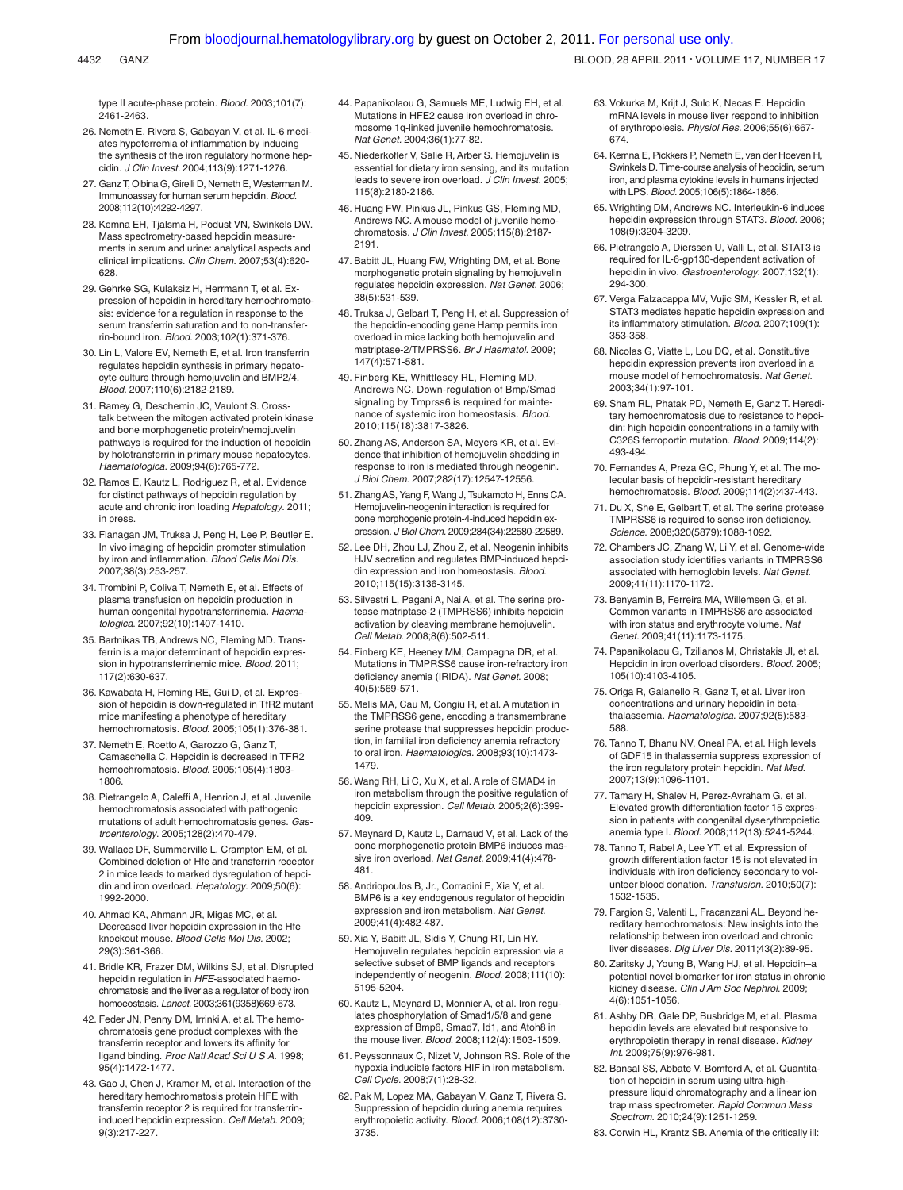type II acute-phase protein. *Blood.* 2003;101(7): 2461-2463.

26. Nemeth E, Rivera S, Gabayan V, et al. IL-6 mediates hypoferremia of inflammation by inducing the synthesis of the iron regulatory hormone hepcidin. *J Clin Invest.* 2004;113(9):1271-1276.

27. Ganz T, Olbina G, Girelli D, Nemeth E, Westerman M. Immunoassay for human serum hepcidin. *Blood.* 2008;112(10):4292-4297.

28. Kemna EH, Tjalsma H, Podust VN, Swinkels DW. Mass spectrometry-based hepcidin measurements in serum and urine: analytical aspects and clinical implications. *Clin Chem.* 2007;53(4):620-628.

29. Gehrke SG, Kulaksiz H, Herrmann T, et al. Expression of hepcidin in hereditary hemochromatosis: evidence for a regulation in response to the serum transferrin saturation and to non-transferrin-bound iron. *Blood.* 2003;102(1):371-376.

30. Lin L, Valore EV, Nemeth E, et al. Iron transferrin regulates hepcidin synthesis in primary hepatocyte culture through hemojuvelin and BMP2/4. *Blood.* 2007;110(6):2182-2189.

31. Ramey G, Deschemin JC, Vaulont S. Cross-talk between the mitogen activated protein kinase and bone morphogenetic protein/hemojuvelin pathways is required for the induction of hepcidin by holotransferrin in primary mouse hepatocytes. *Haematologica.* 2009;94(6):765-772.

32. Ramos E, Kautz L, Rodriguez R, et al. Evidence for distinct pathways of hepcidin regulation by acute and chronic iron loading *Hepatology.* 2011; in press.

33. Flanagan JM, Truksa J, Peng H, Lee P, Beutler E. In vivo imaging of hepcidin promoter stimulation by iron and inflammation. *Blood Cells Mol Dis.* 2007;38(3):253-257.

34. Trombini P, Coliva T, Nemeth E, et al. Effects of plasma transfusion on hepcidin production in human congenital hypotransferrinemia. *Haematologica.* 2007;92(10):1407-1410.

35. Bartnikas TB, Andrews NC, Fleming MD. Transferrin is a major determinant of hepcidin expression in hypotransferrinemic mice. *Blood.* 2011; 117(2):630-637.

36. Kawabata H, Fleming RE, Gui D, et al. Expression of hepcidin is down-regulated in TfR2 mutant mice manifesting a phenotype of hereditary hemochromatosis. *Blood.* 2005;105(1):376-381.

37. Nemeth E, Roetto A, Garozzo G, Ganz T, Camaschella C. Hepcidin is decreased in TFR2 hemochromatosis. *Blood.* 2005;105(4):1803-1806.

38. Pietrangelo A, Caleffi A, Henrion J, et al. Juvenile hemochromatosis associated with pathogenic mutations of adult hemochromatosis genes. *Gastroenterology.* 2005;128(2):470-479.

39. Wallace DF, Summerville L, Crampton EM, et al. Combined deletion of Hfe and transferrin receptor 2 in mice leads to marked dysregulation of hepcidin and iron overload. *Hepatology.* 2009;50(6): 1992-2000.

40. Ahmad KA, Ahmann JR, Migas MC, et al. Decreased liver hepcidin expression in the Hfe knockout mouse. *Blood Cells Mol Dis.* 2002; 29(3):361-366.

41. Bridle KR, Frazer DM, Wilkins SJ, et al. Disrupted hepcidin regulation in *HFE*-associated haemochromatosis and the liver as a regulator of body iron homoeostasis. *Lancet.* 2003;361(9358)669-673.

42. Feder JN, Penny DM, Irrinki A, et al. The hemochromatosis gene product complexes with the transferrin receptor and lowers its affinity for ligand binding. *Proc Natl Acad Sci U S A.* 1998; 95(4):1472-1477.

43. Gao J, Chen J, Kramer M, et al. Interaction of the hereditary hemochromatosis protein HFE with transferrin receptor 2 is required for transferrin-induced hepcidin expression. *Cell Metab.* 2009; 9(3):217-227.

44. Papanikolaou G, Samuels ME, Ludwig EH, et al. Mutations in HFE2 cause iron overload in chromosome 1q-linked juvenile hemochromatosis. *Nat Genet.* 2004;36(1):77-82.

45. Niederkofler V, Salie R, Arber S. Hemojuvelin is essential for dietary iron sensing, and its mutation leads to severe iron overload. *J Clin Invest.* 2005; 115(8):2180-2186.

46. Huang FW, Pinkus JL, Pinkus GS, Fleming MD, Andrews NC. A mouse model of juvenile hemochromatosis. *J Clin Invest.* 2005;115(8):2187-2191.

47. Babitt JL, Huang FW, Wrighting DM, et al. Bone morphogenetic protein signaling by hemojuvelin regulates hepcidin expression. *Nat Genet.* 2006; 38(5):531-539.

48. Truksa J, Gelbart T, Peng H, et al. Suppression of the hepcidin-encoding gene Hamp permits iron overload in mice lacking both hemojuvelin and matriptase-2/TMPRSS6. *Br J Haematol.* 2009; 147(4):571-581.

49. Finberg KE, Whittlesey RL, Fleming MD, Andrews NC. Down-regulation of Bmp/Smad signaling by Tmprss6 is required for maintenance of systemic iron homeostasis. *Blood.* 2010;115(18):3817-3826.

50. Zhang AS, Anderson SA, Meyers KR, et al. Evidence that inhibition of hemojuvelin shedding in response to iron is mediated through neogenin. *J Biol Chem.* 2007;282(17):12547-12556.

51. Zhang AS, Yang F, Wang J, Tsukamoto H, Enns CA. Hemojuvelin-neogenin interaction is required for bone morphogenic protein-4-induced hepcidin expression. *J Biol Chem.* 2009;284(34):22580-22589.

52. Lee DH, Zhou LJ, Zhou Z, et al. Neogenin inhibits HJV secretion and regulates BMP-induced hepcidin expression and iron homeostasis. *Blood.* 2010;115(15):3136-3145.

53. Silvestri L, Pagani A, Nai A, et al. The serine protease matriptase-2 (TMPRSS6) inhibits hepcidin activation by cleaving membrane hemojuvelin. *Cell Metab.* 2008;8(6):502-511.

54. Finberg KE, Heeney MM, Campagna DR, et al. Mutations in TMPRSS6 cause iron-refractory iron deficiency anemia (IRIDA). *Nat Genet.* 2008; 40(5):569-571.

55. Melis MA, Cau M, Congiu R, et al. A mutation in the TMPRSS6 gene, encoding a transmembrane serine protease that suppresses hepcidin production, in familial iron deficiency anemia refractory to oral iron. *Haematologica.* 2008;93(10):1473-1479.

56. Wang RH, Li C, Xu X, et al. A role of SMAD4 in iron metabolism through the positive regulation of hepcidin expression. *Cell Metab.* 2005;2(6):399-409.

57. Meynard D, Kautz L, Darnaud V, et al. Lack of the bone morphogenetic protein BMP6 induces massive iron overload. *Nat Genet.* 2009;41(4):478-481.

58. Andriopoulos B, Jr., Corradini E, Xia Y, et al. BMP6 is a key endogenous regulator of hepcidin expression and iron metabolism. *Nat Genet.* 2009;41(4):482-487.

59. Xia Y, Babitt JL, Sidis Y, Chung RT, Lin HY. Hemojuvelin regulates hepcidin expression via a selective subset of BMP ligands and receptors independently of neogenin. *Blood.* 2008;111(10): 5195-5204.

60. Kautz L, Meynard D, Monnier A, et al. Iron regulates phosphorylation of Smad1/5/8 and gene expression of Bmp6, Smad7, Id1, and Atoh8 in the mouse liver. *Blood.* 2008;112(4):1503-1509.

61. Peyssonnaux C, Nizet V, Johnson RS. Role of the hypoxia inducible factors HIF in iron metabolism. *Cell Cycle.* 2008;7(1):28-32.

62. Pak M, Lopez MA, Gabayan V, Ganz T, Rivera S. Suppression of hepcidin during anemia requires erythropoietic activity. *Blood.* 2006;108(12):3730-3735.

63. Vokurka M, Krijt J, Sulc K, Necas E. Hepcidin mRNA levels in mouse liver respond to inhibition of erythropoiesis. *Physiol Res.* 2006;55(6):667-674.

64. Kemna E, Pickkers P, Nemeth E, van der Hoeven H, Swinkels D. Time-course analysis of hepcidin, serum iron, and plasma cytokine levels in humans injected with LPS. *Blood.* 2005;106(5):1864-1866.

65. Wrighting DM, Andrews NC. Interleukin-6 induces hepcidin expression through STAT3. *Blood.* 2006; 108(9):3204-3209.

66. Pietrangelo A, Dierssen U, Valli L, et al. STAT3 is required for IL-6-gp130-dependent activation of hepcidin in vivo. *Gastroenterology.* 2007;132(1): 294-300.

67. Verga Falzacappa MV, Vujic SM, Kessler R, et al. STAT3 mediates hepatic hepcidin expression and its inflammatory stimulation. *Blood.* 2007;109(1): 353-358.

68. Nicolas G, Viatte L, Lou DQ, et al. Constitutive hepcidin expression prevents iron overload in a mouse model of hemochromatosis. *Nat Genet.* 2003;34(1):97-101.

69. Sham RL, Phatak PD, Nemeth E, Ganz T. Hereditary hemochromatosis due to resistance to hepcidin: high hepcidin concentrations in a family with C326S ferroportin mutation. *Blood.* 2009;114(2): 493-494.

70. Fernandes A, Preza GC, Phung Y, et al. The molecular basis of hepcidin-resistant hereditary hemochromatosis. *Blood.* 2009;114(2):437-443.

71. Du X, She E, Gelbart T, et al. The serine protease TMPRSS6 is required to sense iron deficiency. *Science.* 2008;320(5879):1088-1092.

72. Chambers JC, Zhang W, Li Y, et al. Genome-wide association study identifies variants in TMPRSS6 associated with hemoglobin levels. *Nat Genet.* 2009;41(11):1170-1172.

73. Benyamin B, Ferreira MA, Willemsen G, et al. Common variants in TMPRSS6 are associated with iron status and erythrocyte volume. *Nat Genet.* 2009;41(11):1173-1175.

74. Papanikolaou G, Tzilianos M, Christakis JI, et al. Hepcidin in iron overload disorders. *Blood.* 2005; 105(10):4103-4105.

75. Origa R, Galanello R, Ganz T, et al. Liver iron concentrations and urinary hepcidin in beta-thalassemia. *Haematologica.* 2007;92(5):583-588.

76. Tanno T, Bhanu NV, Oneal PA, et al. High levels of GDF15 in thalassemia suppress expression of the iron regulatory protein hepcidin. *Nat Med.* 2007;13(9):1096-1101.

77. Tamary H, Shalev H, Perez-Avraham G, et al. Elevated growth differentiation factor 15 expression in patients with congenital dyserythropoietic anemia type I. *Blood.* 2008;112(13):5241-5244.

78. Tanno T, Rabel A, Lee YT, et al. Expression of growth differentiation factor 15 is not elevated in individuals with iron deficiency secondary to volunteer blood donation. *Transfusion.* 2010;50(7): 1532-1535.

79. Fargion S, Valenti L, Fracanzani AL. Beyond hereditary hemochromatosis: New insights into the relationship between iron overload and chronic liver diseases. *Dig Liver Dis.* 2011;43(2):89-95.

80. Zaritsky J, Young B, Wang HJ, et al. Hepcidin–a potential novel biomarker for iron status in chronic kidney disease. *Clin J Am Soc Nephrol.* 2009; 4(6):1051-1056.

81. Ashby DR, Gale DP, Busbridge M, et al. Plasma hepcidin levels are elevated but responsive to erythropoietin therapy in renal disease. *Kidney Int.* 2009;75(9):976-981.

82. Bansal SS, Abbate V, Bomford A, et al. Quantitation of hepcidin in serum using ultra-high-pressure liquid chromatography and a linear ion trap mass spectrometer. *Rapid Commun Mass Spectrom.* 2010;24(9):1251-1259.

83. Corwin HL, Krantz SB. Anemia of the critically ill: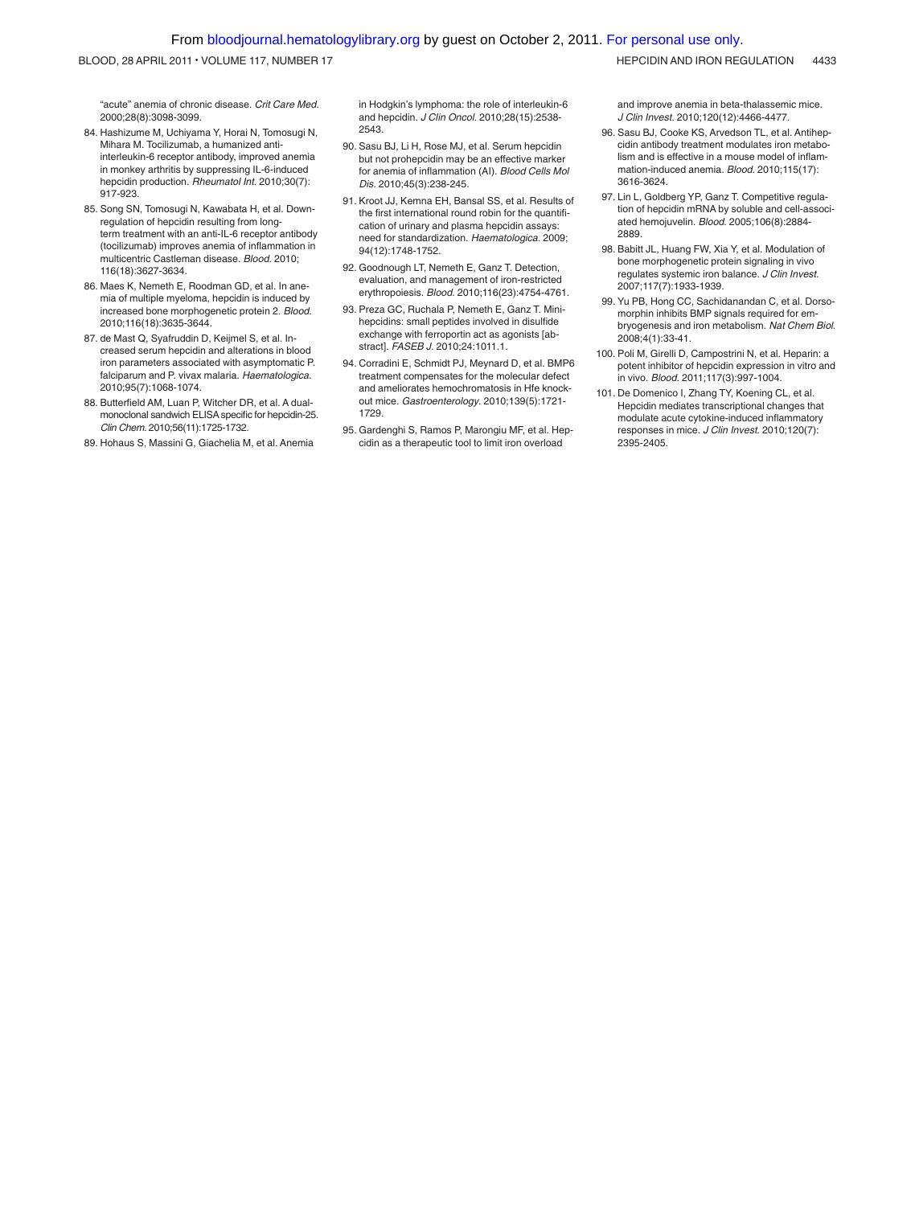"acute" anemia of chronic disease. *Crit Care Med*. 2000;28(8):3098-3099.

84. Hashizume M, Uchiyama Y, Horai N, Tomosugi N, Mihara M. Tocilizumab, a humanized anti-interleukin-6 receptor antibody, improved anemia in monkey arthritis by suppressing IL-6-induced hepcidin production. *Rheumatol Int*. 2010;30(7):917-923.
85. Song SN, Tomosugi N, Kawabata H, et al. Down-regulation of hepcidin resulting from long-term treatment with an anti-IL-6 receptor antibody (tocilizumab) improves anemia of inflammation in multicentric Castleman disease. *Blood*. 2010;116(18):3627-3634.
86. Maes K, Nemeth E, Roodman GD, et al. In anemia of multiple myeloma, hepcidin is induced by increased bone morphogenetic protein 2. *Blood*. 2010;116(18):3635-3644.
87. de Mast Q, Syafruddin D, Keijmel S, et al. Increased serum hepcidin and alterations in blood iron parameters associated with asymptomatic P. falciparum and P. vivax malaria. *Haematologica*. 2010;95(7):1068-1074.
88. Butterfield AM, Luan P, Witcher DR, et al. A dual-monoclonal sandwich ELISA specific for hepcidin-25. *Clin Chem*. 2010;56(11):1725-1732.
89. Hohaus S, Massini G, Giachelia M, et al. Anemia in Hodgkin's lymphoma: the role of interleukin-6 and hepcidin. *J Clin Oncol*. 2010;28(15):2538-2543.
90. Sasu BJ, Li H, Rose MJ, et al. Serum hepcidin but not prohepcidin may be an effective marker for anemia of inflammation (AI). *Blood Cells Mol Dis*. 2010;45(3):238-245.
91. Kroot JJ, Kemna EH, Bansal SS, et al. Results of the first international round robin for the quantification of urinary and plasma hepcidin assays: need for standardization. *Haematologica*. 2009;94(12):1748-1752.
92. Goodnough LT, Nemeth E, Ganz T. Detection, evaluation, and management of iron-restricted erythropoiesis. *Blood*. 2010;116(23):4754-4761.
93. Preza GC, Ruchala P, Nemeth E, Ganz T. Mini-hepcidins: small peptides involved in disulfide exchange with ferroportin act as agonists [abstract]. *FASEB J*. 2010;24:1011.1.
94. Corradini E, Schmidt PJ, Meynard D, et al. BMP6 treatment compensates for the molecular defect and ameliorates hemochromatosis in Hfe knockout mice. *Gastroenterology*. 2010;139(5):1721-1729.
95. Gardenghi S, Ramos P, Marongiu MF, et al. Hepcidin as a therapeutic tool to limit iron overload and improve anemia in beta-thalassemic mice. *J Clin Invest*. 2010;120(12):4466-4477.
96. Sasu BJ, Cooke KS, Arvedson TL, et al. Antihepcidin antibody treatment modulates iron metabolism and is effective in a mouse model of inflammation-induced anemia. *Blood*. 2010;115(17):3616-3624.
97. Lin L, Goldberg YP, Ganz T. Competitive regulation of hepcidin mRNA by soluble and cell-associated hemojuvelin. *Blood*. 2005;106(8):2884-2889.
98. Babitt JL, Huang FW, Xia Y, et al. Modulation of bone morphogenetic protein signaling in vivo regulates systemic iron balance. *J Clin Invest*. 2007;117(7):1933-1939.
99. Yu PB, Hong CC, Sachidanandan C, et al. Dorsomorphin inhibits BMP signals required for embryogenesis and iron metabolism. *Nat Chem Biol*. 2008;4(1):33-41.
100. Poli M, Girelli D, Campostrini N, et al. Heparin: a potent inhibitor of hepcidin expression in vitro and in vivo. *Blood*. 2011;117(3):997-1004.
101. De Domenico I, Zhang TY, Koening CL, et al. Hepcidin mediates transcriptional changes that modulate acute cytokine-induced inflammatory responses in mice. *J Clin Invest*. 2010;120(7):2395-2405.